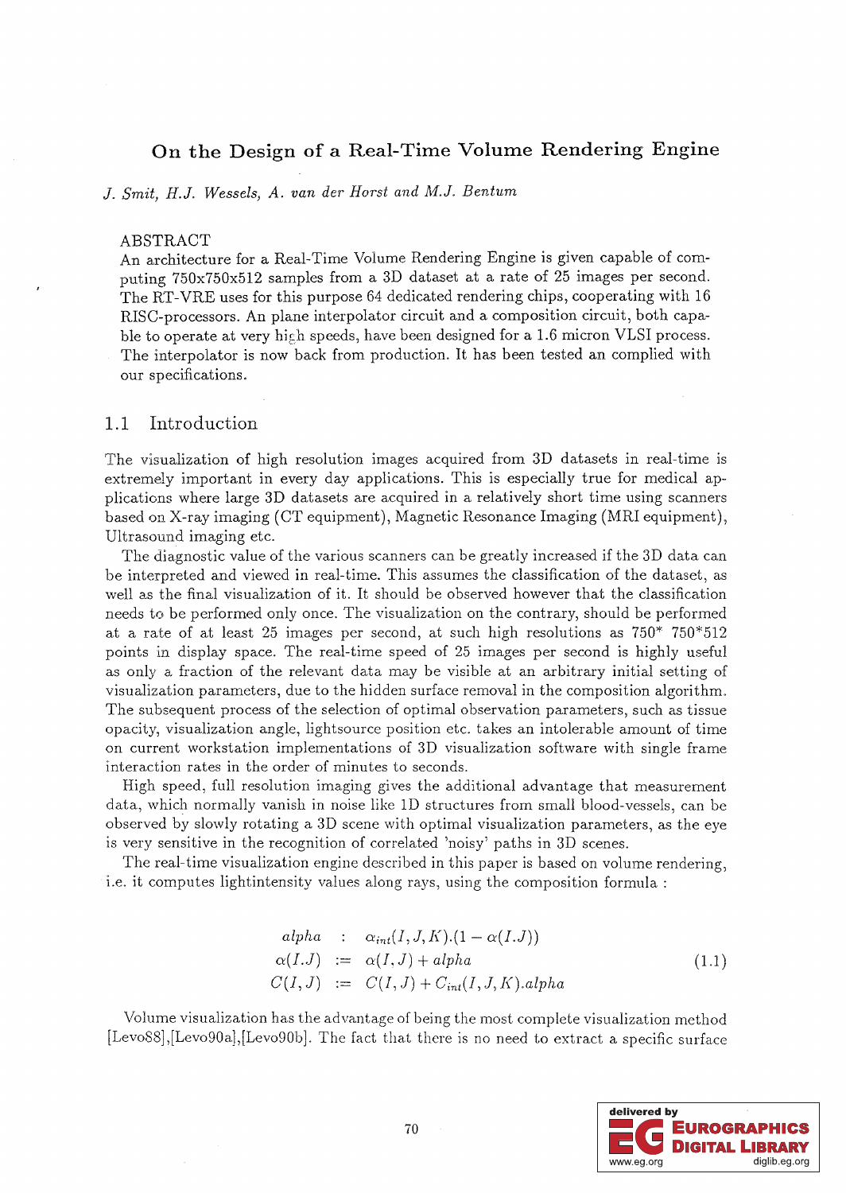# On the Design of a Real-Time Volume Rendering Engine

*J. Smit, H.J. Wessels, A. van der Horst and M.J. Bentum*

ABSTRACT

An architecture for a Real-Time Volume Rendering Engine is given capable of computing 750x750x512 samples from a 3D dataset at a rate of 25 images per second. The RT-VRE uses for this purpose 64 dedicated rendering chips, cooperating with 16 RISC-processors. An plane interpolator circuit and a composition circuit, both capable to operate at very high speeds, have been designed for a 1.6 micron VLSI process. The interpolator is now back from production. It has been tested an complied with our specifications.

## 1.1 Introduction

The visualization of high resolution images acquired from 3D datasets in real-time is extremely important in every day applications. This is especially true for medical applications where large 3D datasets are acquired in a relatively short time using scanners based on X-ray imaging (CT equipment), Magnetic Resonance Imaging (MRI equipment), Ultrasound imaging etc.

The diagnostic value of the various scanners can be greatly increased if the 3D data can be interpreted and viewed in real-time. This assumes the classification of the dataset, as well as the final visualization of it. It should be observed however that the classification needs to be performed only once. The visualization on the contrary, should be performed at a rate of at least 25 images per second, at such high resolutions as 750* 750*512 points in display space. The real-time speed of 25 images per second is highly useful as only a fraction of the relevant data may be visible at an arbitrary initial setting of visualization parameters, due to the hidden surface removal in the composition algorithm. The subsequent process of the selection of optimal observation parameters, such as tissue opacity, visualization angle, lightsource position etc. takes an intolerable amount of time on current workstation implementations of 3D visualization software with single frame interaction rates in the order of minutes to seconds.

High speed, full resolution imaging gives the additional advantage that measurement data, which normally vanish in noise like 1D structures from small blood-vessels, can be observed by slowly rotating a 3D scene with optimal visualization parameters, as the eye is very sensitive in the recognition of correlated 'noisy' paths in 3D scenes.

The real-time visualization engine described in this paper is based on volume rendering, i.e. it computes lightintensity values along rays, using the composition formula :

$$
\begin{array}{rcl}
alpha & : & \alpha_{int}(I,J,K).(1-\alpha(I.J)) \\
\alpha(I.J) & := & \alpha(I,J) + alpha \\
C(I,J) & := & C(I,J) + C_{int}(I,J,K).alpha
\end{array}
\qquad (1.1)
$$

Volume visualization has the advantage of being the most complete visualization method [Levo88],[Levo90a],[Levo90b]. The fact that there is no need to extract a specific surface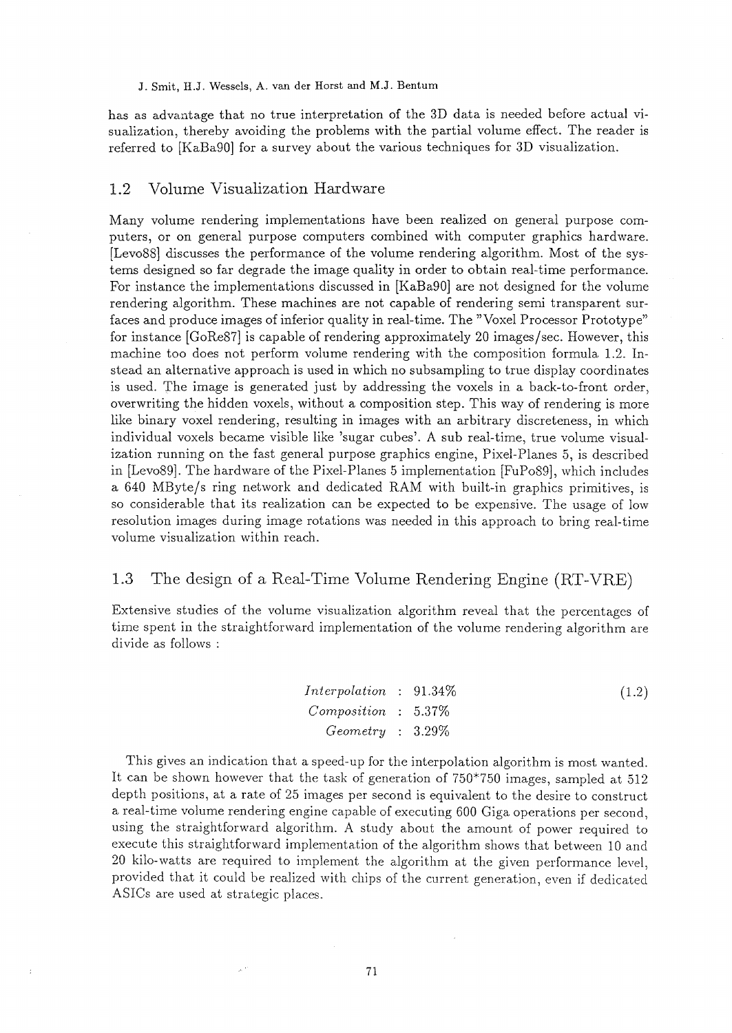has as advantage that no true interpretation of the 3D data is needed before actual visualization, thereby avoiding the problems with the partial volume effect. The reader is referred to [KaBa90] for a survey about the various techniques for 3D visualization.

## 1.2 Volume Visualization Hardware

Many volume rendering implementations have been realized on general purpose computers, or on general purpose computers combined with computer graphics hardware. [Levo88] discusses the performance of the volume rendering algorithm. Most of the systems designed so far degrade the image quality in order to obtain real-time performance. For instance the implementations discussed in [KaBa90] are not designed for the volume rendering algorithm. These machines are not capable of rendering semi transparent surfaces and produce images of inferior quality in real-time. The "Voxel Processor Prototype" for instance [GoRe87] is capable of rendering approximately 20 images/sec. However, this machine too does not perform volume rendering with the composition formula 1.2. Instead an alternative approach is used in which no subsampling to true display coordinates is used. The image is generated just by addressing the voxels in a back-to-front order, overwriting the hidden voxels, without a composition step. This way of rendering is more like binary voxel rendering, resulting in images with an arbitrary discreteness, in which individual voxels became visible like 'sugar cubes'. A sub real-time, true volume visualization running on the fast general purpose graphics engine, Pixel-Planes 5, is described in [Levo89]. The hardware of the Pixel-Planes 5 implementation [FuPo89], which includes a 640 MByte/s ring network and dedicated RAM with built-in graphics primitives, is so considerable that its realization can be expected to be expensive. The usage of low resolution images during image rotations was needed in this approach to bring real-time volume visualization within reach.

## 1.3 The design of a Real-Time Volume Rendering Engine (RT-VRE)

Extensive studies of the volume visualization algorithm reveal that the percentages of time spent in the straightforward implementation of the volume rendering algorithm are divide as follows :

$$\begin{aligned} Interpolation &: 91.34\% \\ Composition &: 5.37\% \\ Geometry &: 3.29\% \end{aligned} \tag{1.2}$$

This gives an indication that a speed-up for the interpolation algorithm is most wanted. It can be shown however that the task of generation of 750*750 images, sampled at 512 depth positions, at a rate of 25 images per second is equivalent to the desire to construct a real-time volume rendering engine capable of executing 600 Giga operations per second, using the straightforward algorithm. A study about the amount of power required to execute this straightforward implementation of the algorithm shows that between 10 and 20 kilo-watts are required to implement the algorithm at the given performance level, provided that it could be realized with chips of the current generation, even if dedicated ASICs are used at strategic places.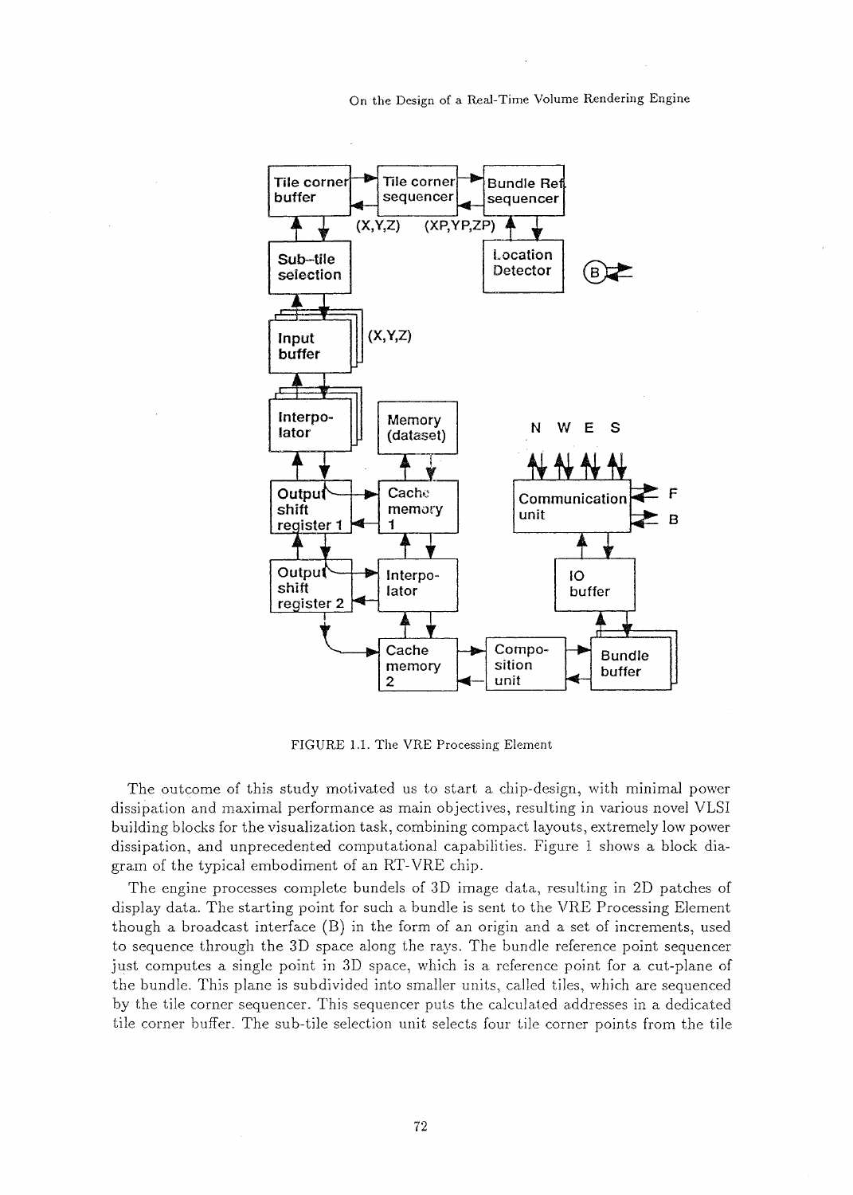FIGURE 1.1. The VRE Processing Element

The outcome of this study motivated us to start a chip-design, with minimal power dissipation and maximal performance as main objectives, resulting in various novel VLSI building blocks for the visualization task, combining compact layouts, extremely low power dissipation, and unprecedented computational capabilities. Figure 1 shows a block diagram of the typical embodiment of an RT-VRE chip.

The engine processes complete bundels of 3D image data, resulting in 2D patches of display data. The starting point for such a bundle is sent to the VRE Processing Element though a broadcast interface (B) in the form of an origin and a set of increments, used to sequence through the 3D space along the rays. The bundle reference point sequencer just computes a single point in 3D space, which is a reference point for a cut-plane of the bundle. This plane is subdivided into smaller units, called tiles, which are sequenced by the tile corner sequencer. This sequencer puts the calculated addresses in a dedicated tile corner buffer. The sub-tile selection unit selects four tile corner points from the tile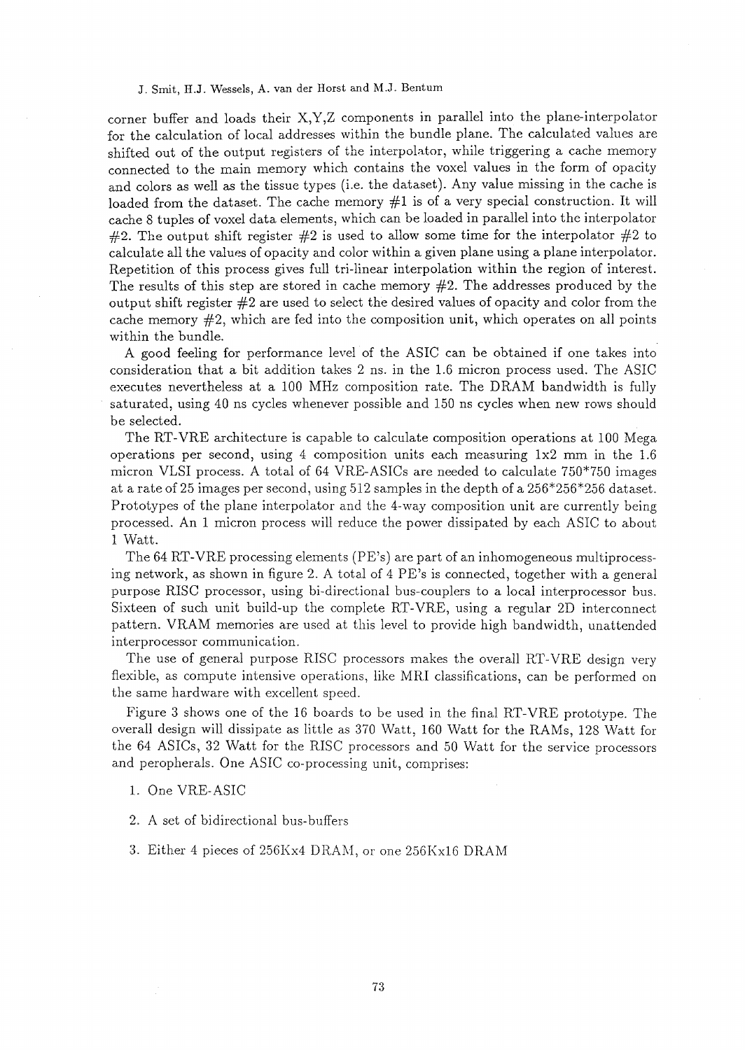corner buffer and loads their X,Y,Z components in parallel into the plane-interpolator for the calculation of local addresses within the bundle plane. The calculated values are shifted out of the output registers of the interpolator, while triggering a cache memory connected to the main memory which contains the voxel values in the form of opacity and colors as well as the tissue types (i.e. the dataset). Any value missing in the cache is loaded from the dataset. The cache memory #1 is of a very special construction. It will cache 8 tuples of voxel data elements, which can be loaded in parallel into the interpolator #2. The output shift register #2 is used to allow some time for the interpolator #2 to calculate all the values of opacity and color within a given plane using a plane interpolator. Repetition of this process gives full tri-linear interpolation within the region of interest. The results of this step are stored in cache memory #2. The addresses produced by the output shift register #2 are used to select the desired values of opacity and color from the cache memory #2, which are fed into the composition unit, which operates on all points within the bundle.

A good feeling for performance level of the ASIC can be obtained if one takes into consideration that a bit addition takes 2 ns. in the 1.6 micron process used. The ASIC executes nevertheless at a 100 MHz composition rate. The DRAM bandwidth is fully saturated, using 40 ns cycles whenever possible and 150 ns cycles when new rows should be selected.

The RT-VRE architecture is capable to calculate composition operations at 100 Mega operations per second, using 4 composition units each measuring 1x2 mm in the 1.6 micron VLSI process. A total of 64 VRE-ASICs are needed to calculate 750*750 images at a rate of 25 images per second, using 512 samples in the depth of a 256*256*256 dataset. Prototypes of the plane interpolator and the 4-way composition unit are currently being processed. An 1 micron process will reduce the power dissipated by each ASIC to about 1 Watt.

The 64 RT-VRE processing elements (PE's) are part of an inhomogeneous multiprocessing network, as shown in figure 2. A total of 4 PE's is connected, together with a general purpose RISC processor, using bi-directional bus-couplers to a local interprocessor bus. Sixteen of such unit build-up the complete RT-VRE, using a regular 2D interconnect pattern. VRAM memories are used at this level to provide high bandwidth, unattended interprocessor communication.

The use of general purpose RISC processors makes the overall RT-VRE design very flexible, as compute intensive operations, like MRI classifications, can be performed on the same hardware with excellent speed.

Figure 3 shows one of the 16 boards to be used in the final RT-VRE prototype. The overall design will dissipate as little as 370 Watt, 160 Watt for the RAMs, 128 Watt for the 64 ASICs, 32 Watt for the RISC processors and 50 Watt for the service processors and peropherals. One ASIC co-processing unit, comprises:

1. One VRE-ASIC
2. A set of bidirectional bus-buffers
3. Either 4 pieces of 256Kx4 DRAM, or one 256Kx16 DRAM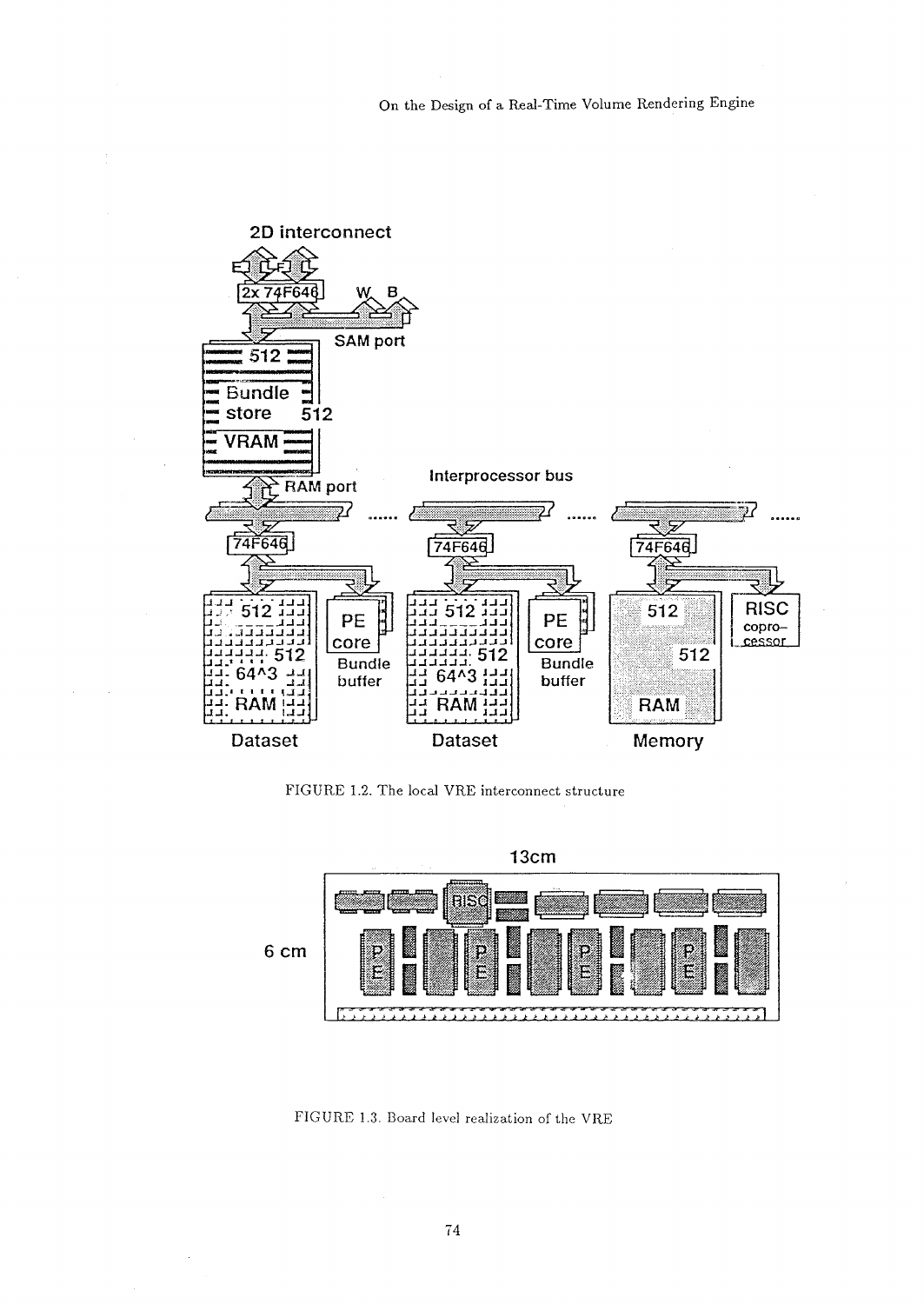FIGURE 1.2. The local VRE interconnect structure

FIGURE 1.3. Board level realization of the VRE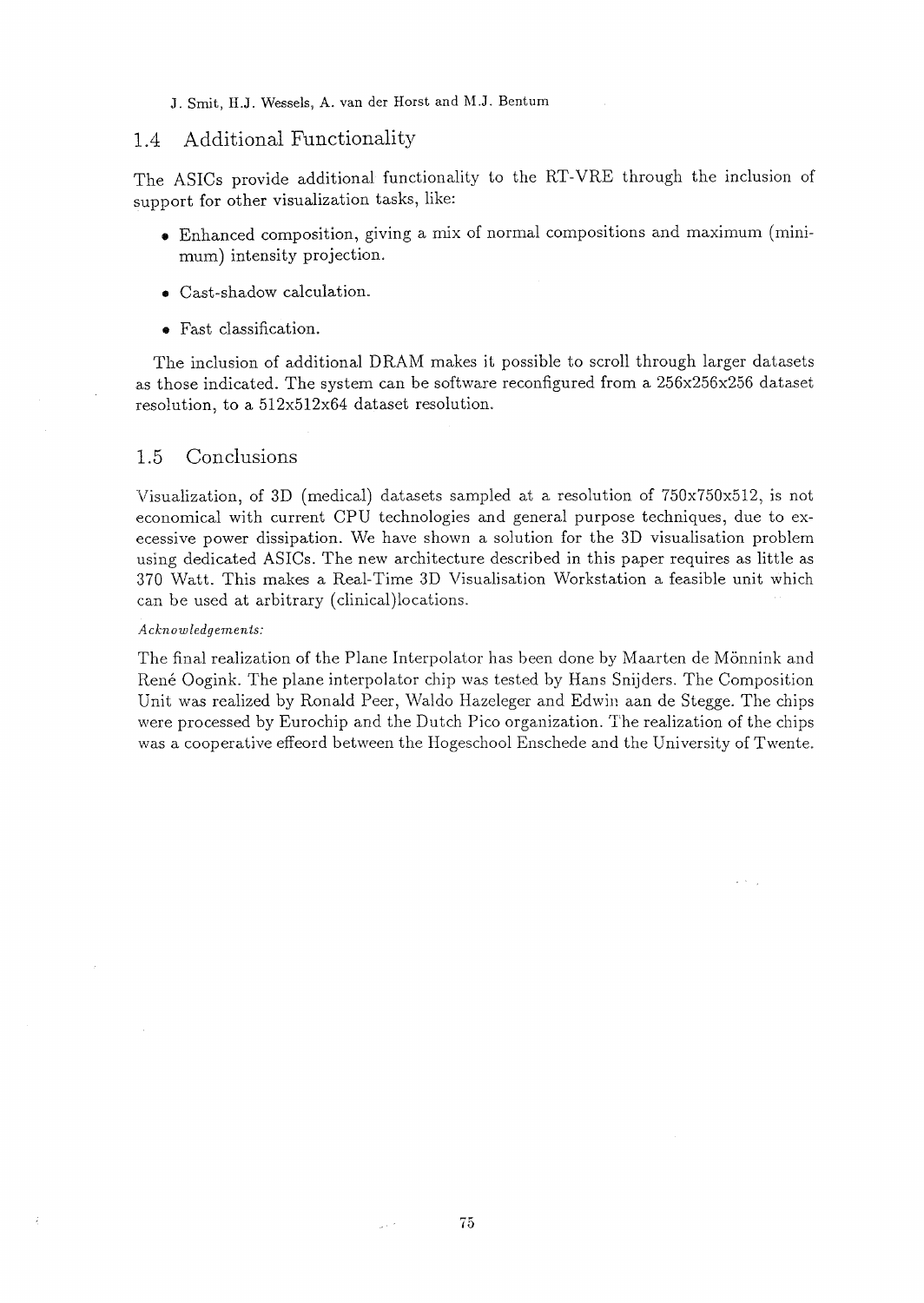## 1.4 Additional Functionality

The ASICs provide additional functionality to the RT-VRE through the inclusion of support for other visualization tasks, like:

- Enhanced composition, giving a mix of normal compositions and maximum (minimum) intensity projection.
- Cast-shadow calculation.
- Fast classification.

The inclusion of additional DRAM makes it possible to scroll through larger datasets as those indicated. The system can be software reconfigured from a 256x256x256 dataset resolution, to a 512x512x64 dataset resolution.

## 1.5 Conclusions

Visualization, of 3D (medical) datasets sampled at a resolution of 750x750x512, is not economical with current CPU technologies and general purpose techniques, due to execessive power dissipation. We have shown a solution for the 3D visualisation problem using dedicated ASICs. The new architecture described in this paper requires as little as 370 Watt. This makes a Real-Time 3D Visualisation Workstation a feasible unit which can be used at arbitrary (clinical)locations.

*Acknowledgements:*

The final realization of the Plane Interpolator has been done by Maarten de Mönnink and René Oogink. The plane interpolator chip was tested by Hans Snijders. The Composition Unit was realized by Ronald Peer, Waldo Hazeleger and Edwin aan de Stegge. The chips were processed by Eurochip and the Dutch Pico organization. The realization of the chips was a cooperative effeord between the Hogeschool Enschede and the University of Twente.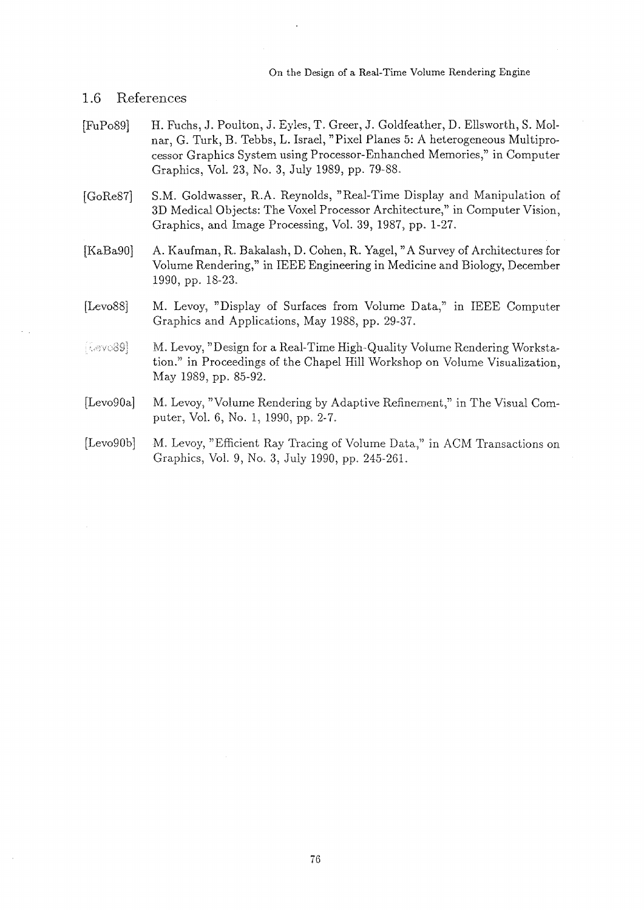## 1.6 References

[FuPo89] H. Fuchs, J. Poulton, J. Eyles, T. Greer, J. Goldfeather, D. Ellsworth, S. Molnar, G. Turk, B. Tebbs, L. Israel, "Pixel Planes 5: A heterogeneous Multiprocessor Graphics System using Processor-Enhanched Memories," in Computer Graphics, Vol. 23, No. 3, July 1989, pp. 79-88.

[GoRe87] S.M. Goldwasser, R.A. Reynolds, "Real-Time Display and Manipulation of 3D Medical Objects: The Voxel Processor Architecture," in Computer Vision, Graphics, and Image Processing, Vol. 39, 1987, pp. 1-27.

[KaBa90] A. Kaufman, R. Bakalash, D. Cohen, R. Yagel, "A Survey of Architectures for Volume Rendering," in IEEE Engineering in Medicine and Biology, December 1990, pp. 18-23.

[Levo88] M. Levoy, "Display of Surfaces from Volume Data," in IEEE Computer Graphics and Applications, May 1988, pp. 29-37.

[Levo89] M. Levoy, "Design for a Real-Time High-Quality Volume Rendering Workstation." in Proceedings of the Chapel Hill Workshop on Volume Visualization, May 1989, pp. 85-92.

[Levo90a] M. Levoy, "Volume Rendering by Adaptive Refinement," in The Visual Computer, Vol. 6, No. 1, 1990, pp. 2-7.

[Levo90b] M. Levoy, "Efficient Ray Tracing of Volume Data," in ACM Transactions on Graphics, Vol. 9, No. 3, July 1990, pp. 245-261.